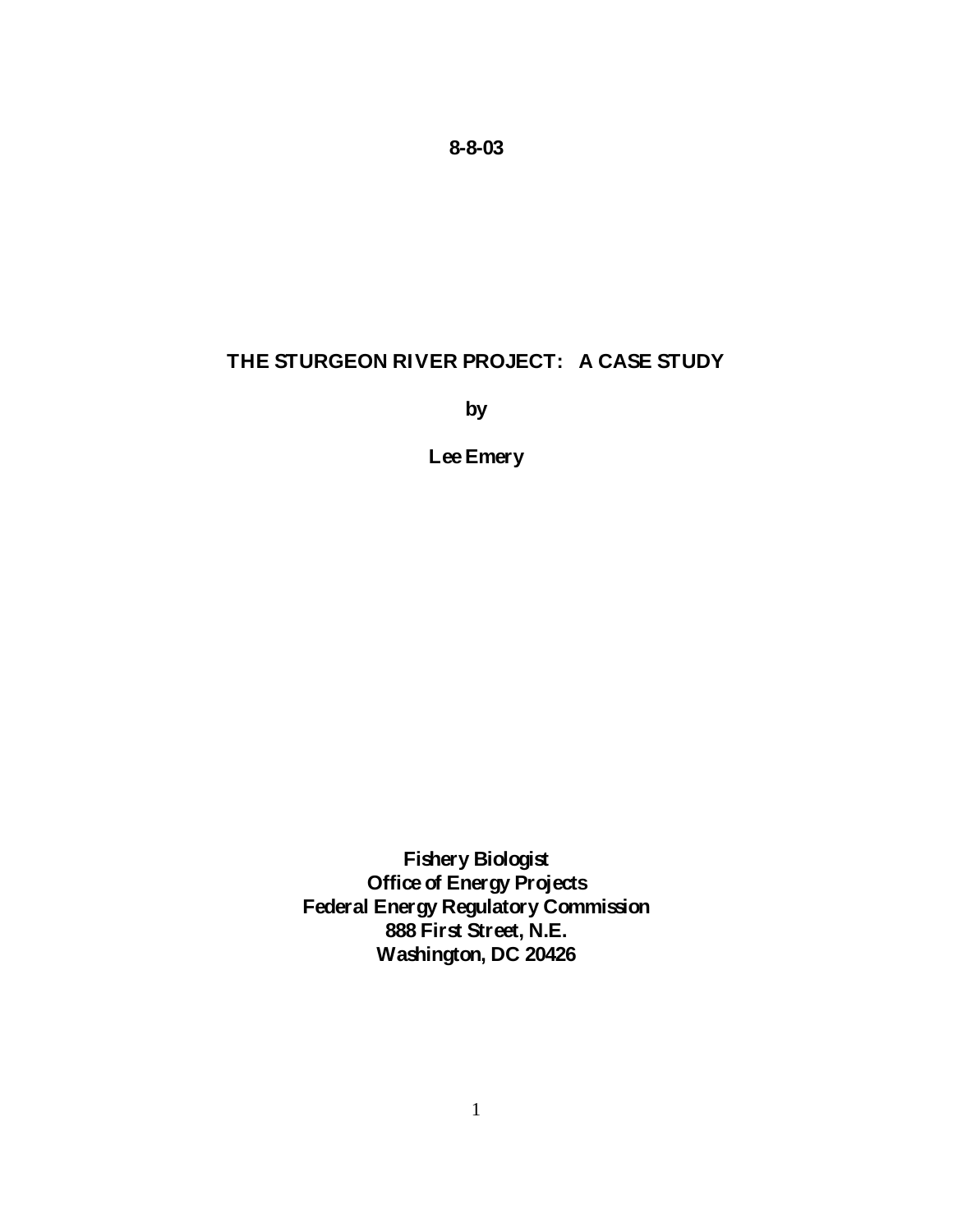**8-8-03**

# THE STURGEON RIVER PROJECT: A CASE STUDY

**by**

**Lee Emery**

**Fishery Biologist**
**Office of Energy Projects**
**Federal Energy Regulatory Commission**
**888 First Street, N.E.**
**Washington, DC 20426**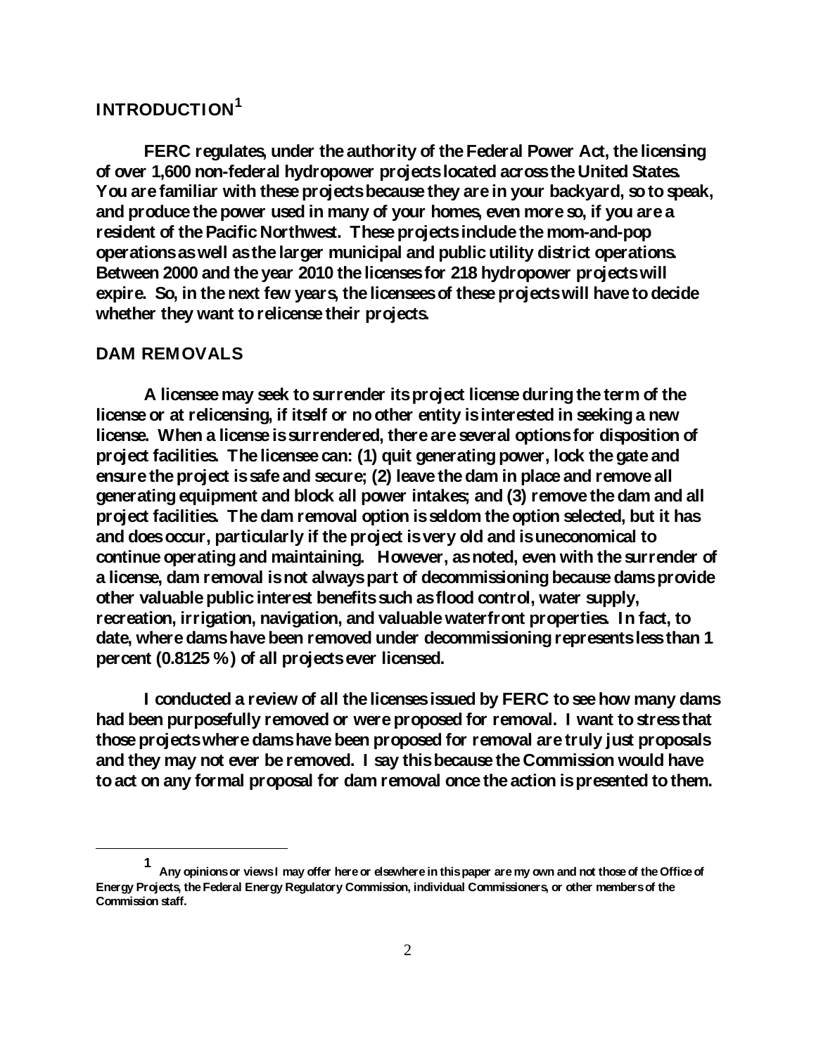## INTRODUCTION[1]

FERC regulates, under the authority of the Federal Power Act, the licensing of over 1,600 non-federal hydropower projects located across the United States. You are familiar with these projects because they are in your backyard, so to speak, and produce the power used in many of your homes, even more so, if you are a resident of the Pacific Northwest. These projects include the mom-and-pop operations as well as the larger municipal and public utility district operations. Between 2000 and the year 2010 the licenses for 218 hydropower projects will expire. So, in the next few years, the licensees of these projects will have to decide whether they want to relicense their projects.

## DAM REMOVALS

A licensee may seek to surrender its project license during the term of the license or at relicensing, if itself or no other entity is interested in seeking a new license. When a license is surrendered, there are several options for disposition of project facilities. The licensee can: (1) quit generating power, lock the gate and ensure the project is safe and secure; (2) leave the dam in place and remove all generating equipment and block all power intakes; and (3) remove the dam and all project facilities. The dam removal option is seldom the option selected, but it has and does occur, particularly if the project is very old and is uneconomical to continue operating and maintaining. However, as noted, even with the surrender of a license, dam removal is not always part of decommissioning because dams provide other valuable public interest benefits such as flood control, water supply, recreation, irrigation, navigation, and valuable waterfront properties. In fact, to date, where dams have been removed under decommissioning represents less than 1 percent (0.8125 %) of all projects ever licensed.

I conducted a review of all the licenses issued by FERC to see how many dams had been purposefully removed or were proposed for removal. I want to stress that those projects where dams have been proposed for removal are truly just proposals and they may not ever be removed. I say this because the Commission would have to act on any formal proposal for dam removal once the action is presented to them.

---

[1] Any opinions or views I may offer here or elsewhere in this paper are my own and not those of the Office of Energy Projects, the Federal Energy Regulatory Commission, individual Commissioners, or other members of the Commission staff.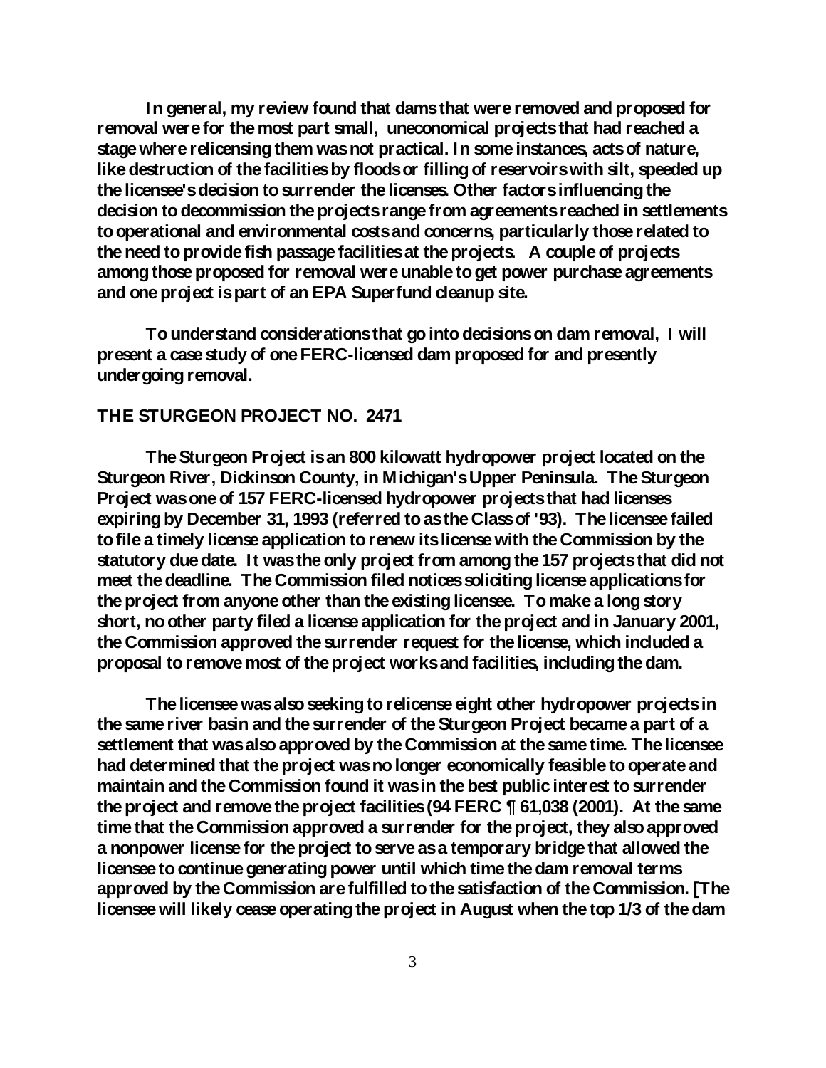**In general, my review found that dams that were removed and proposed for removal were for the most part small, uneconomical projects that had reached a stage where relicensing them was not practical. In some instances, acts of nature, like destruction of the facilities by floods or filling of reservoirs with silt, speeded up the licensee's decision to surrender the licenses. Other factors influencing the decision to decommission the projects range from agreements reached in settlements to operational and environmental costs and concerns, particularly those related to the need to provide fish passage facilities at the projects. A couple of projects among those proposed for removal were unable to get power purchase agreements and one project is part of an EPA Superfund cleanup site.**

**To understand considerations that go into decisions on dam removal, I will present a case study of one FERC-licensed dam proposed for and presently undergoing removal.**

## THE STURGEON PROJECT NO. 2471

**The Sturgeon Project is an 800 kilowatt hydropower project located on the Sturgeon River, Dickinson County, in Michigan's Upper Peninsula. The Sturgeon Project was one of 157 FERC-licensed hydropower projects that had licenses expiring by December 31, 1993 (referred to as the Class of '93). The licensee failed to file a timely license application to renew its license with the Commission by the statutory due date. It was the only project from among the 157 projects that did not meet the deadline. The Commission filed notices soliciting license applications for the project from anyone other than the existing licensee. To make a long story short, no other party filed a license application for the project and in January 2001, the Commission approved the surrender request for the license, which included a proposal to remove most of the project works and facilities, including the dam.**

**The licensee was also seeking to relicense eight other hydropower projects in the same river basin and the surrender of the Sturgeon Project became a part of a settlement that was also approved by the Commission at the same time. The licensee had determined that the project was no longer economically feasible to operate and maintain and the Commission found it was in the best public interest to surrender the project and remove the project facilities (94 FERC ¶ 61,038 (2001). At the same time that the Commission approved a surrender for the project, they also approved a nonpower license for the project to serve as a temporary bridge that allowed the licensee to continue generating power until which time the dam removal terms approved by the Commission are fulfilled to the satisfaction of the Commission. [The licensee will likely cease operating the project in August when the top 1/3 of the dam**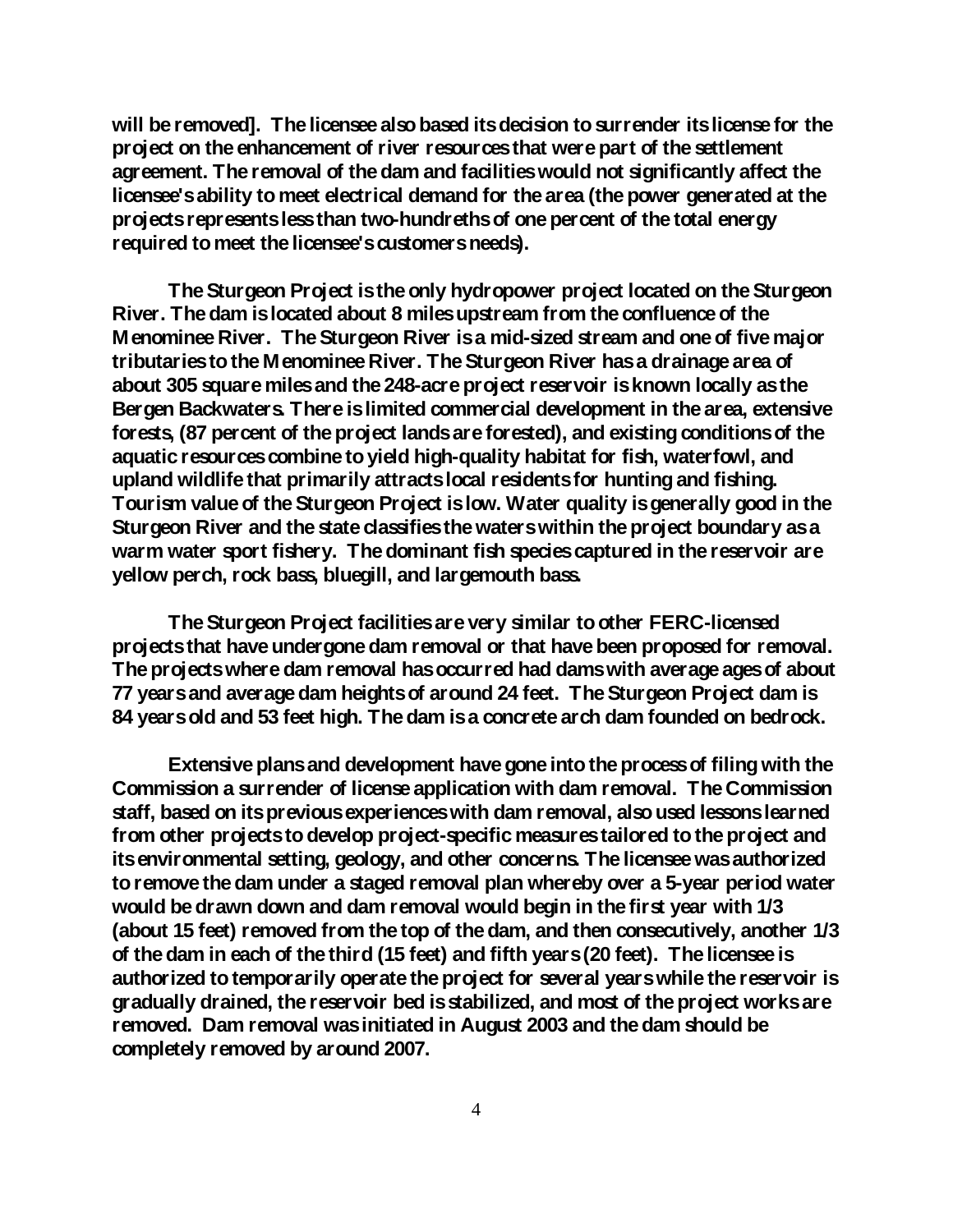will be removed]. The licensee also based its decision to surrender its license for the project on the enhancement of river resources that were part of the settlement agreement. The removal of the dam and facilities would not significantly affect the licensee's ability to meet electrical demand for the area (the power generated at the projects represents less than two-hundreths of one percent of the total energy required to meet the licensee's customers needs).

The Sturgeon Project is the only hydropower project located on the Sturgeon River. The dam is located about 8 miles upstream from the confluence of the Menominee River. The Sturgeon River is a mid-sized stream and one of five major tributaries to the Menominee River. The Sturgeon River has a drainage area of about 305 square miles and the 248-acre project reservoir is known locally as the Bergen Backwaters. There is limited commercial development in the area, extensive forests, (87 percent of the project lands are forested), and existing conditions of the aquatic resources combine to yield high-quality habitat for fish, waterfowl, and upland wildlife that primarily attracts local residents for hunting and fishing. Tourism value of the Sturgeon Project is low. Water quality is generally good in the Sturgeon River and the state classifies the waters within the project boundary as a warm water sport fishery. The dominant fish species captured in the reservoir are yellow perch, rock bass, bluegill, and largemouth bass.

The Sturgeon Project facilities are very similar to other FERC-licensed projects that have undergone dam removal or that have been proposed for removal. The projects where dam removal has occurred had dams with average ages of about 77 years and average dam heights of around 24 feet. The Sturgeon Project dam is 84 years old and 53 feet high. The dam is a concrete arch dam founded on bedrock.

Extensive plans and development have gone into the process of filing with the Commission a surrender of license application with dam removal. The Commission staff, based on its previous experiences with dam removal, also used lessons learned from other projects to develop project-specific measures tailored to the project and its environmental setting, geology, and other concerns. The licensee was authorized to remove the dam under a staged removal plan whereby over a 5-year period water would be drawn down and dam removal would begin in the first year with 1/3 (about 15 feet) removed from the top of the dam, and then consecutively, another 1/3 of the dam in each of the third (15 feet) and fifth years (20 feet). The licensee is authorized to temporarily operate the project for several years while the reservoir is gradually drained, the reservoir bed is stabilized, and most of the project works are removed. Dam removal was initiated in August 2003 and the dam should be completely removed by around 2007.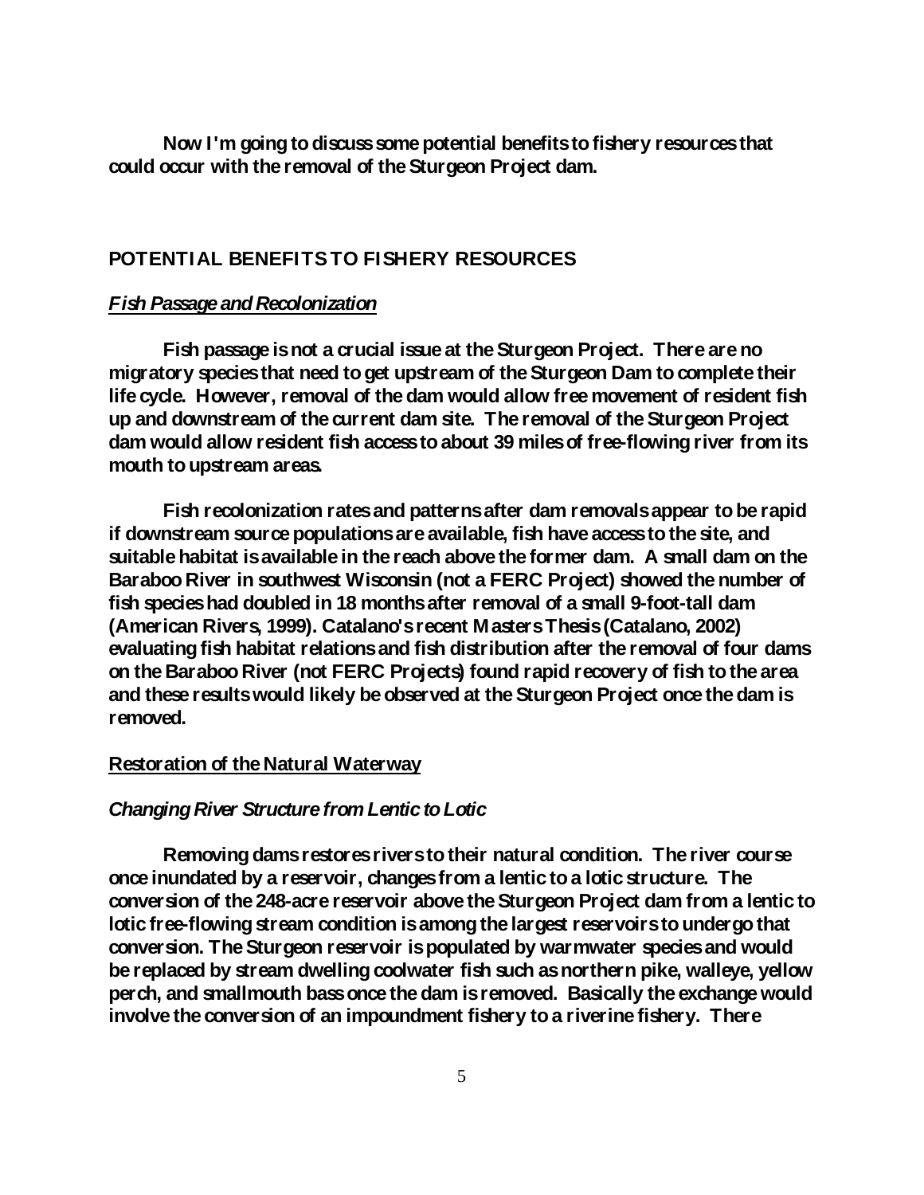**Now I'm going to discuss some potential benefits to fishery resources that could occur with the removal of the Sturgeon Project dam.**

## **POTENTIAL BENEFITS TO FISHERY RESOURCES**

### ***Fish Passage and Recolonization***

**Fish passage is not a crucial issue at the Sturgeon Project. There are no migratory species that need to get upstream of the Sturgeon Dam to complete their life cycle. However, removal of the dam would allow free movement of resident fish up and downstream of the current dam site. The removal of the Sturgeon Project dam would allow resident fish access to about 39 miles of free-flowing river from its mouth to upstream areas.**

**Fish recolonization rates and patterns after dam removals appear to be rapid if downstream source populations are available, fish have access to the site, and suitable habitat is available in the reach above the former dam. A small dam on the Baraboo River in southwest Wisconsin (not a FERC Project) showed the number of fish species had doubled in 18 months after removal of a small 9-foot-tall dam (American Rivers, 1999). Catalano's recent Masters Thesis (Catalano, 2002) evaluating fish habitat relations and fish distribution after the removal of four dams on the Baraboo River (not FERC Projects) found rapid recovery of fish to the area and these results would likely be observed at the Sturgeon Project once the dam is removed.**

### **Restoration of the Natural Waterway**

#### ***Changing River Structure from Lentic to Lotic***

**Removing dams restores rivers to their natural condition. The river course once inundated by a reservoir, changes from a lentic to a lotic structure. The conversion of the 248-acre reservoir above the Sturgeon Project dam from a lentic to lotic free-flowing stream condition is among the largest reservoirs to undergo that conversion. The Sturgeon reservoir is populated by warmwater species and would be replaced by stream dwelling coolwater fish such as northern pike, walleye, yellow perch, and smallmouth bass once the dam is removed. Basically the exchange would involve the conversion of an impoundment fishery to a riverine fishery. There**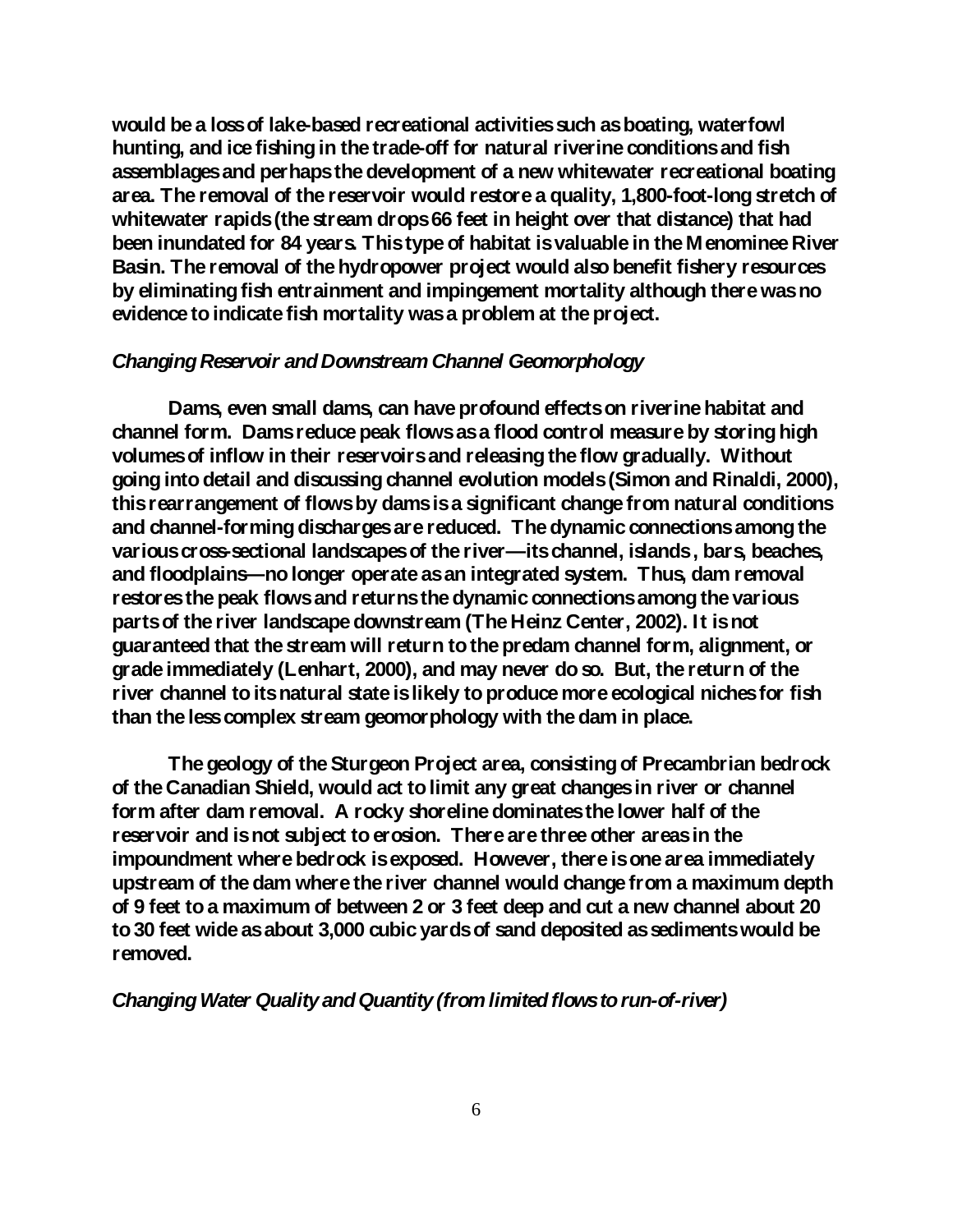would be a loss of lake-based recreational activities such as boating, waterfowl hunting, and ice fishing in the trade-off for natural riverine conditions and fish assemblages and perhaps the development of a new whitewater recreational boating area. The removal of the reservoir would restore a quality, 1,800-foot-long stretch of whitewater rapids (the stream drops 66 feet in height over that distance) that had been inundated for 84 years. This type of habitat is valuable in the Menominee River Basin. The removal of the hydropower project would also benefit fishery resources by eliminating fish entrainment and impingement mortality although there was no evidence to indicate fish mortality was a problem at the project.

### *Changing Reservoir and Downstream Channel Geomorphology*

Dams, even small dams, can have profound effects on riverine habitat and channel form. Dams reduce peak flows as a flood control measure by storing high volumes of inflow in their reservoirs and releasing the flow gradually. Without going into detail and discussing channel evolution models (Simon and Rinaldi, 2000), this rearrangement of flows by dams is a significant change from natural conditions and channel-forming discharges are reduced. The dynamic connections among the various cross-sectional landscapes of the river—its channel, islands, bars, beaches, and floodplains—no longer operate as an integrated system. Thus, dam removal restores the peak flows and returns the dynamic connections among the various parts of the river landscape downstream (The Heinz Center, 2002). It is not guaranteed that the stream will return to the predam channel form, alignment, or grade immediately (Lenhart, 2000), and may never do so. But, the return of the river channel to its natural state is likely to produce more ecological niches for fish than the less complex stream geomorphology with the dam in place.

The geology of the Sturgeon Project area, consisting of Precambrian bedrock of the Canadian Shield, would act to limit any great changes in river or channel form after dam removal. A rocky shoreline dominates the lower half of the reservoir and is not subject to erosion. There are three other areas in the impoundment where bedrock is exposed. However, there is one area immediately upstream of the dam where the river channel would change from a maximum depth of 9 feet to a maximum of between 2 or 3 feet deep and cut a new channel about 20 to 30 feet wide as about 3,000 cubic yards of sand deposited as sediments would be removed.

### *Changing Water Quality and Quantity (from limited flows to run-of-river)*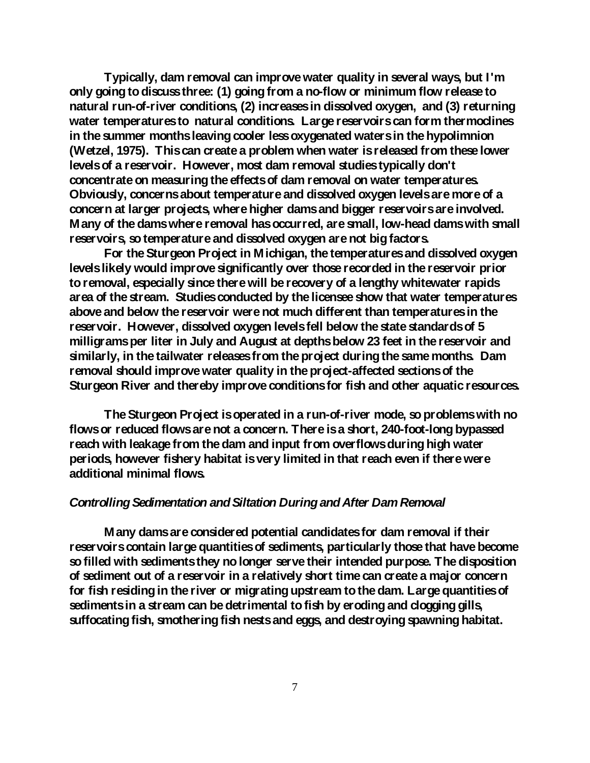Typically, dam removal can improve water quality in several ways, but I'm only going to discuss three: (1) going from a no-flow or minimum flow release to natural run-of-river conditions, (2) increases in dissolved oxygen, and (3) returning water temperatures to natural conditions. Large reservoirs can form thermoclines in the summer months leaving cooler less oxygenated waters in the hypolimnion (Wetzel, 1975). This can create a problem when water is released from these lower levels of a reservoir. However, most dam removal studies typically don't concentrate on measuring the effects of dam removal on water temperatures. Obviously, concerns about temperature and dissolved oxygen levels are more of a concern at larger projects, where higher dams and bigger reservoirs are involved. Many of the dams where removal has occurred, are small, low-head dams with small reservoirs, so temperature and dissolved oxygen are not big factors.

For the Sturgeon Project in Michigan, the temperatures and dissolved oxygen levels likely would improve significantly over those recorded in the reservoir prior to removal, especially since there will be recovery of a lengthy whitewater rapids area of the stream. Studies conducted by the licensee show that water temperatures above and below the reservoir were not much different than temperatures in the reservoir. However, dissolved oxygen levels fell below the state standards of 5 milligrams per liter in July and August at depths below 23 feet in the reservoir and similarly, in the tailwater releases from the project during the same months. Dam removal should improve water quality in the project-affected sections of the Sturgeon River and thereby improve conditions for fish and other aquatic resources.

The Sturgeon Project is operated in a run-of-river mode, so problems with no flows or reduced flows are not a concern. There is a short, 240-foot-long bypassed reach with leakage from the dam and input from overflows during high water periods, however fishery habitat is very limited in that reach even if there were additional minimal flows.

### *Controlling Sedimentation and Siltation During and After Dam Removal*

Many dams are considered potential candidates for dam removal if their reservoirs contain large quantities of sediments, particularly those that have become so filled with sediments they no longer serve their intended purpose. The disposition of sediment out of a reservoir in a relatively short time can create a major concern for fish residing in the river or migrating upstream to the dam. Large quantities of sediments in a stream can be detrimental to fish by eroding and clogging gills, suffocating fish, smothering fish nests and eggs, and destroying spawning habitat.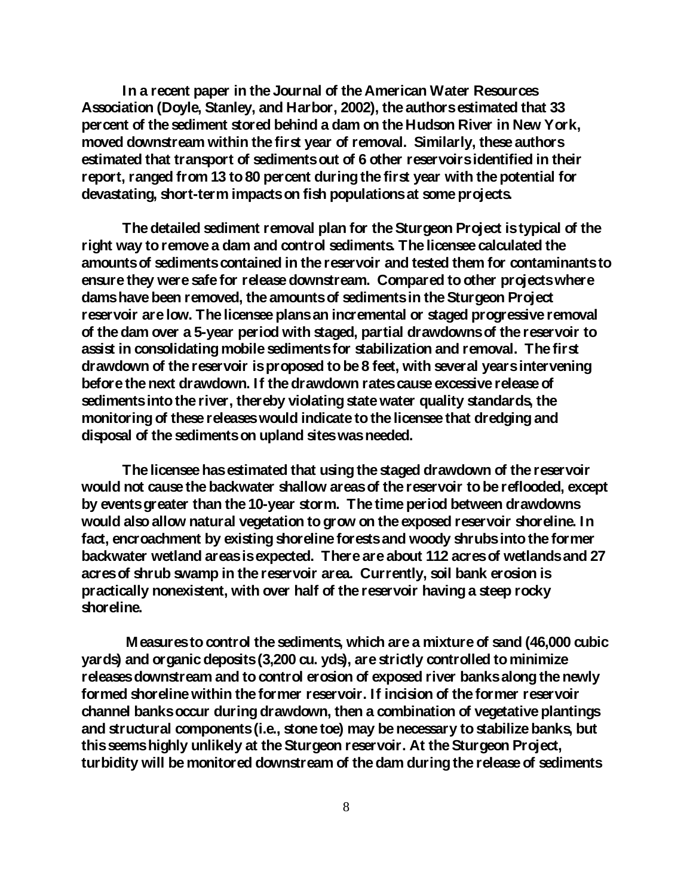**In a recent paper in the Journal of the American Water Resources Association (Doyle, Stanley, and Harbor, 2002), the authors estimated that 33 percent of the sediment stored behind a dam on the Hudson River in New York, moved downstream within the first year of removal. Similarly, these authors estimated that transport of sediments out of 6 other reservoirs identified in their report, ranged from 13 to 80 percent during the first year with the potential for devastating, short-term impacts on fish populations at some projects.**

**The detailed sediment removal plan for the Sturgeon Project is typical of the right way to remove a dam and control sediments. The licensee calculated the amounts of sediments contained in the reservoir and tested them for contaminants to ensure they were safe for release downstream. Compared to other projects where dams have been removed, the amounts of sediments in the Sturgeon Project reservoir are low. The licensee plans an incremental or staged progressive removal of the dam over a 5-year period with staged, partial drawdowns of the reservoir to assist in consolidating mobile sediments for stabilization and removal. The first drawdown of the reservoir is proposed to be 8 feet, with several years intervening before the next drawdown. If the drawdown rates cause excessive release of sediments into the river, thereby violating state water quality standards, the monitoring of these releases would indicate to the licensee that dredging and disposal of the sediments on upland sites was needed.**

**The licensee has estimated that using the staged drawdown of the reservoir would not cause the backwater shallow areas of the reservoir to be reflooded, except by events greater than the 10-year storm. The time period between drawdowns would also allow natural vegetation to grow on the exposed reservoir shoreline. In fact, encroachment by existing shoreline forests and woody shrubs into the former backwater wetland areas is expected. There are about 112 acres of wetlands and 27 acres of shrub swamp in the reservoir area. Currently, soil bank erosion is practically nonexistent, with over half of the reservoir having a steep rocky shoreline.**

**Measures to control the sediments, which are a mixture of sand (46,000 cubic yards) and organic deposits (3,200 cu. yds), are strictly controlled to minimize releases downstream and to control erosion of exposed river banks along the newly formed shoreline within the former reservoir. If incision of the former reservoir channel banks occur during drawdown, then a combination of vegetative plantings and structural components (i.e., stone toe) may be necessary to stabilize banks, but this seems highly unlikely at the Sturgeon reservoir. At the Sturgeon Project, turbidity will be monitored downstream of the dam during the release of sediments**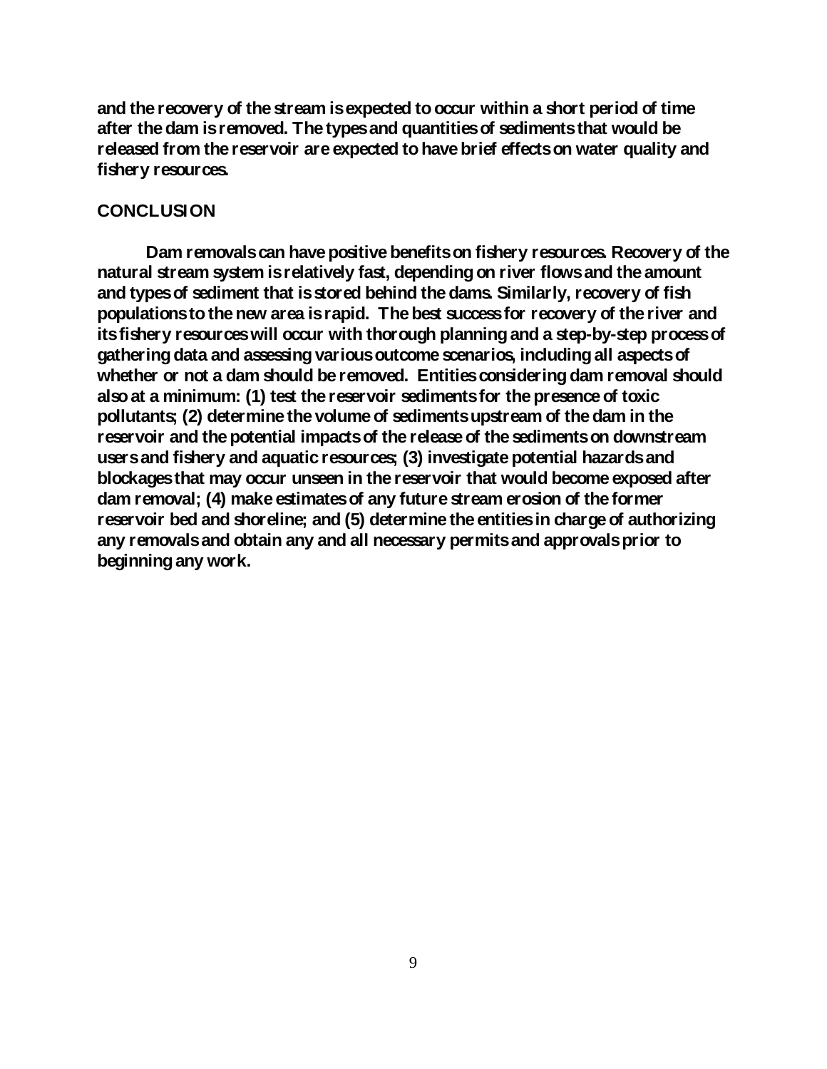and the recovery of the stream is expected to occur within a short period of time after the dam is removed. The types and quantities of sediments that would be released from the reservoir are expected to have brief effects on water quality and fishery resources.

## CONCLUSION

Dam removals can have positive benefits on fishery resources. Recovery of the natural stream system is relatively fast, depending on river flows and the amount and types of sediment that is stored behind the dams. Similarly, recovery of fish populations to the new area is rapid. The best success for recovery of the river and its fishery resources will occur with thorough planning and a step-by-step process of gathering data and assessing various outcome scenarios, including all aspects of whether or not a dam should be removed. Entities considering dam removal should also at a minimum: (1) test the reservoir sediments for the presence of toxic pollutants; (2) determine the volume of sediments upstream of the dam in the reservoir and the potential impacts of the release of the sediments on downstream users and fishery and aquatic resources; (3) investigate potential hazards and blockages that may occur unseen in the reservoir that would become exposed after dam removal; (4) make estimates of any future stream erosion of the former reservoir bed and shoreline; and (5) determine the entities in charge of authorizing any removals and obtain any and all necessary permits and approvals prior to beginning any work.